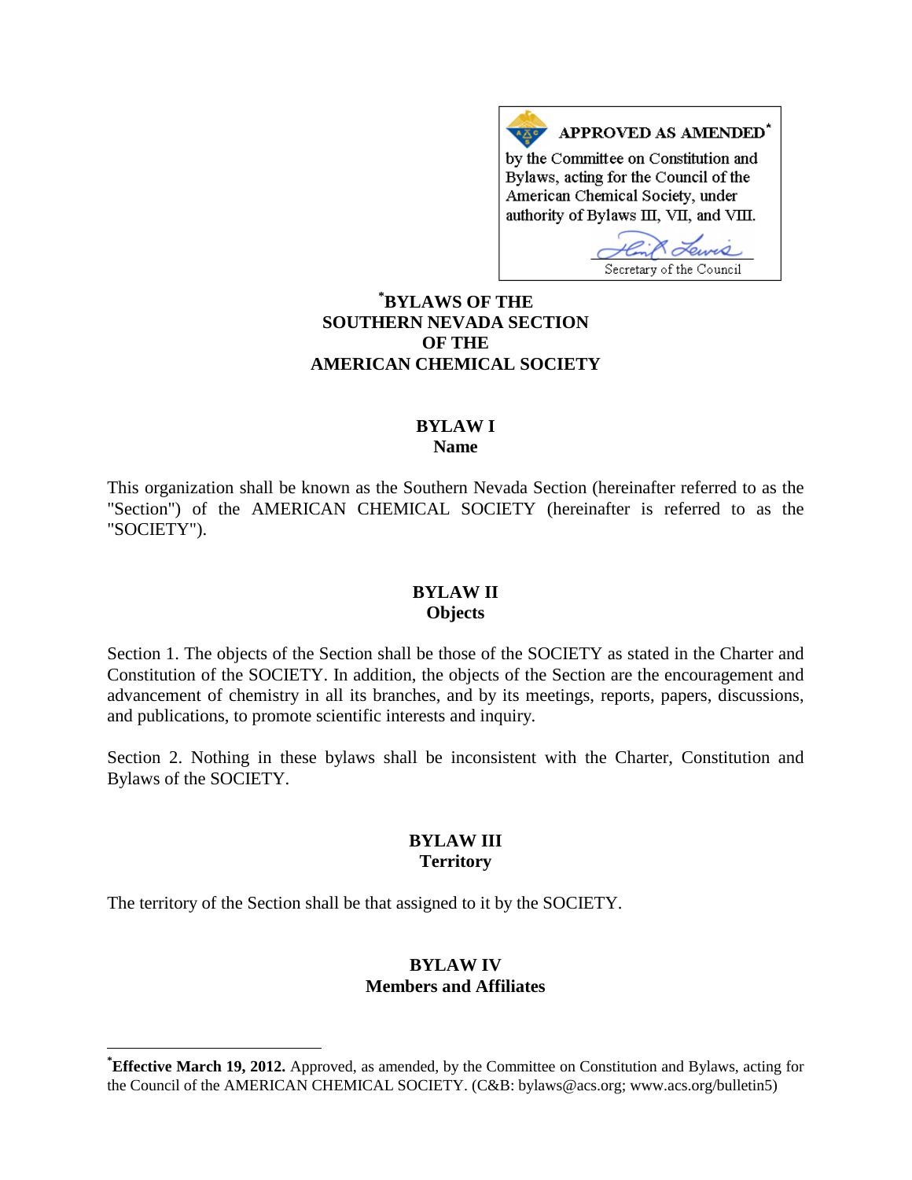**APPROVED AS AMENDED**[*]

by the Committee on Constitution and Bylaws, acting for the Council of the American Chemical Society, under authority of Bylaws III, VII, and VIII.

Secretary of the Council

# [*]BYLAWS OF THE SOUTHERN NEVADA SECTION OF THE AMERICAN CHEMICAL SOCIETY

## BYLAW I
## Name

This organization shall be known as the Southern Nevada Section (hereinafter referred to as the "Section") of the AMERICAN CHEMICAL SOCIETY (hereinafter is referred to as the "SOCIETY").

## BYLAW II
## Objects

Section 1. The objects of the Section shall be those of the SOCIETY as stated in the Charter and Constitution of the SOCIETY. In addition, the objects of the Section are the encouragement and advancement of chemistry in all its branches, and by its meetings, reports, papers, discussions, and publications, to promote scientific interests and inquiry.

Section 2. Nothing in these bylaws shall be inconsistent with the Charter, Constitution and Bylaws of the SOCIETY.

## BYLAW III
## Territory

The territory of the Section shall be that assigned to it by the SOCIETY.

## BYLAW IV
## Members and Affiliates

---

[*]**Effective March 19, 2012.** Approved, as amended, by the Committee on Constitution and Bylaws, acting for the Council of the AMERICAN CHEMICAL SOCIETY. (C&B: bylaws@acs.org; www.acs.org/bulletin5)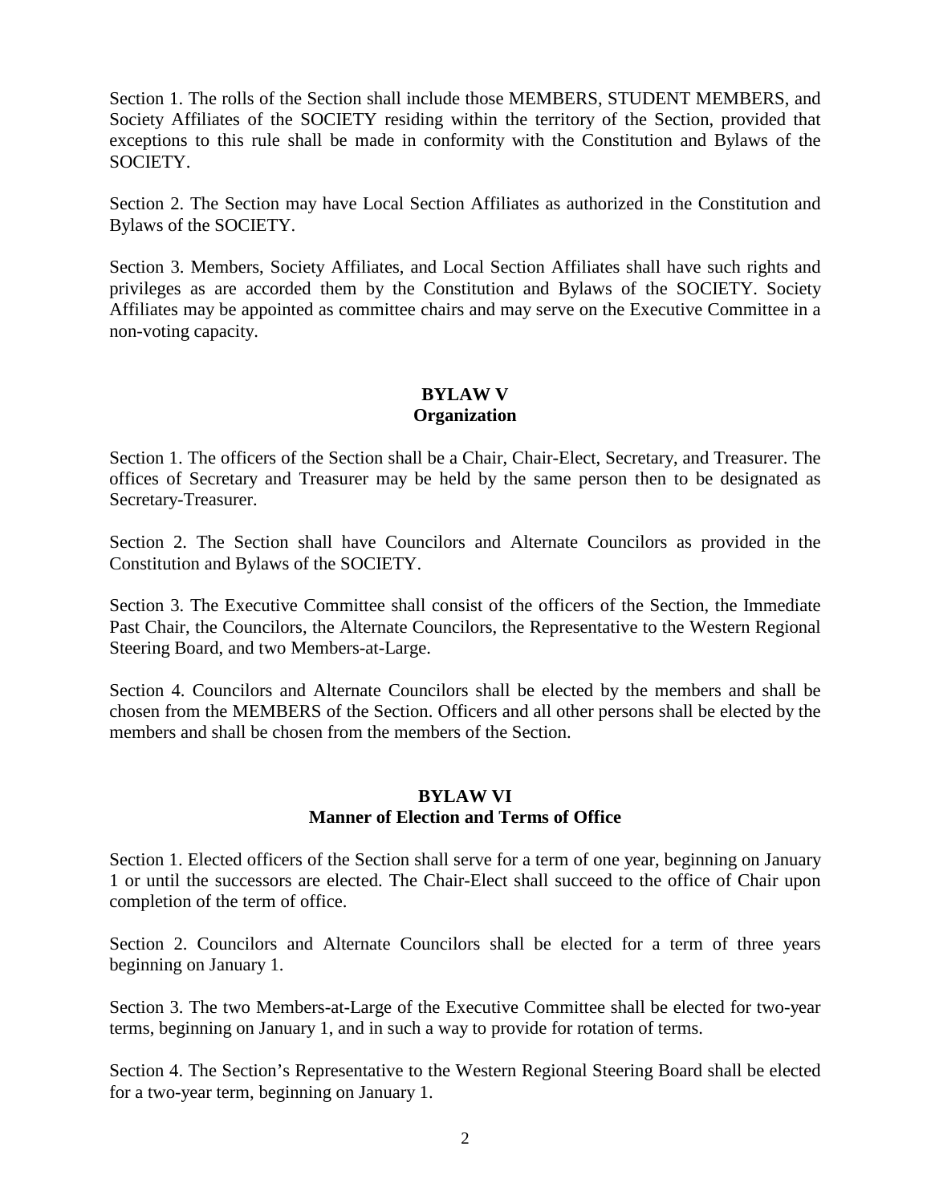Section 1. The rolls of the Section shall include those MEMBERS, STUDENT MEMBERS, and Society Affiliates of the SOCIETY residing within the territory of the Section, provided that exceptions to this rule shall be made in conformity with the Constitution and Bylaws of the SOCIETY.

Section 2. The Section may have Local Section Affiliates as authorized in the Constitution and Bylaws of the SOCIETY.

Section 3. Members, Society Affiliates, and Local Section Affiliates shall have such rights and privileges as are accorded them by the Constitution and Bylaws of the SOCIETY. Society Affiliates may be appointed as committee chairs and may serve on the Executive Committee in a non-voting capacity.

## BYLAW V
## Organization

Section 1. The officers of the Section shall be a Chair, Chair-Elect, Secretary, and Treasurer. The offices of Secretary and Treasurer may be held by the same person then to be designated as Secretary-Treasurer.

Section 2. The Section shall have Councilors and Alternate Councilors as provided in the Constitution and Bylaws of the SOCIETY.

Section 3. The Executive Committee shall consist of the officers of the Section, the Immediate Past Chair, the Councilors, the Alternate Councilors, the Representative to the Western Regional Steering Board, and two Members-at-Large.

Section 4. Councilors and Alternate Councilors shall be elected by the members and shall be chosen from the MEMBERS of the Section. Officers and all other persons shall be elected by the members and shall be chosen from the members of the Section.

## BYLAW VI
## Manner of Election and Terms of Office

Section 1. Elected officers of the Section shall serve for a term of one year, beginning on January 1 or until the successors are elected. The Chair-Elect shall succeed to the office of Chair upon completion of the term of office.

Section 2. Councilors and Alternate Councilors shall be elected for a term of three years beginning on January 1.

Section 3. The two Members-at-Large of the Executive Committee shall be elected for two-year terms, beginning on January 1, and in such a way to provide for rotation of terms.

Section 4. The Section's Representative to the Western Regional Steering Board shall be elected for a two-year term, beginning on January 1.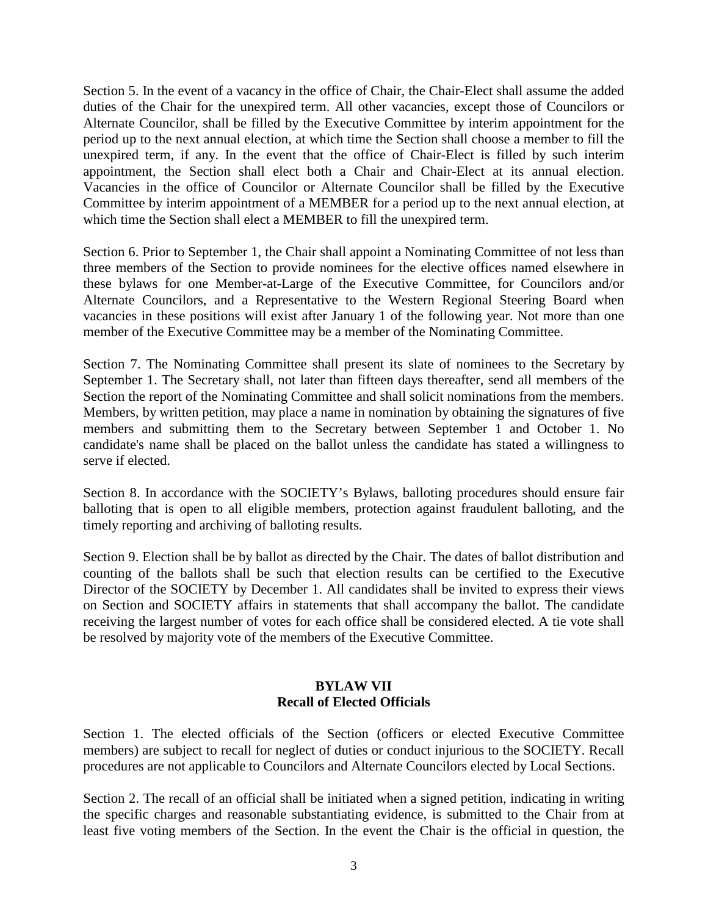Section 5. In the event of a vacancy in the office of Chair, the Chair-Elect shall assume the added duties of the Chair for the unexpired term. All other vacancies, except those of Councilors or Alternate Councilor, shall be filled by the Executive Committee by interim appointment for the period up to the next annual election, at which time the Section shall choose a member to fill the unexpired term, if any. In the event that the office of Chair-Elect is filled by such interim appointment, the Section shall elect both a Chair and Chair-Elect at its annual election. Vacancies in the office of Councilor or Alternate Councilor shall be filled by the Executive Committee by interim appointment of a MEMBER for a period up to the next annual election, at which time the Section shall elect a MEMBER to fill the unexpired term.

Section 6. Prior to September 1, the Chair shall appoint a Nominating Committee of not less than three members of the Section to provide nominees for the elective offices named elsewhere in these bylaws for one Member-at-Large of the Executive Committee, for Councilors and/or Alternate Councilors, and a Representative to the Western Regional Steering Board when vacancies in these positions will exist after January 1 of the following year. Not more than one member of the Executive Committee may be a member of the Nominating Committee.

Section 7. The Nominating Committee shall present its slate of nominees to the Secretary by September 1. The Secretary shall, not later than fifteen days thereafter, send all members of the Section the report of the Nominating Committee and shall solicit nominations from the members. Members, by written petition, may place a name in nomination by obtaining the signatures of five members and submitting them to the Secretary between September 1 and October 1. No candidate's name shall be placed on the ballot unless the candidate has stated a willingness to serve if elected.

Section 8. In accordance with the SOCIETY's Bylaws, balloting procedures should ensure fair balloting that is open to all eligible members, protection against fraudulent balloting, and the timely reporting and archiving of balloting results.

Section 9. Election shall be by ballot as directed by the Chair. The dates of ballot distribution and counting of the ballots shall be such that election results can be certified to the Executive Director of the SOCIETY by December 1. All candidates shall be invited to express their views on Section and SOCIETY affairs in statements that shall accompany the ballot. The candidate receiving the largest number of votes for each office shall be considered elected. A tie vote shall be resolved by majority vote of the members of the Executive Committee.

## BYLAW VII
## Recall of Elected Officials

Section 1. The elected officials of the Section (officers or elected Executive Committee members) are subject to recall for neglect of duties or conduct injurious to the SOCIETY. Recall procedures are not applicable to Councilors and Alternate Councilors elected by Local Sections.

Section 2. The recall of an official shall be initiated when a signed petition, indicating in writing the specific charges and reasonable substantiating evidence, is submitted to the Chair from at least five voting members of the Section. In the event the Chair is the official in question, the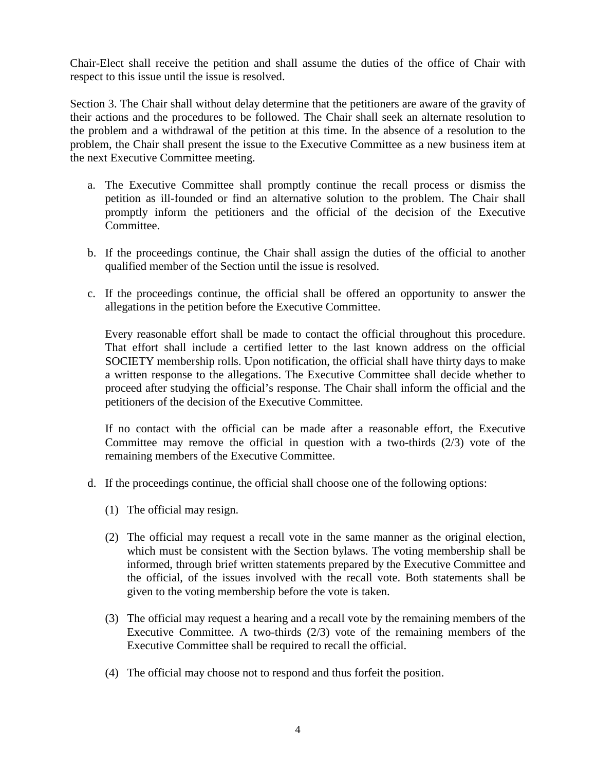Chair-Elect shall receive the petition and shall assume the duties of the office of Chair with respect to this issue until the issue is resolved.

Section 3. The Chair shall without delay determine that the petitioners are aware of the gravity of their actions and the procedures to be followed. The Chair shall seek an alternate resolution to the problem and a withdrawal of the petition at this time. In the absence of a resolution to the problem, the Chair shall present the issue to the Executive Committee as a new business item at the next Executive Committee meeting.

a. The Executive Committee shall promptly continue the recall process or dismiss the petition as ill-founded or find an alternative solution to the problem. The Chair shall promptly inform the petitioners and the official of the decision of the Executive Committee.

b. If the proceedings continue, the Chair shall assign the duties of the official to another qualified member of the Section until the issue is resolved.

c. If the proceedings continue, the official shall be offered an opportunity to answer the allegations in the petition before the Executive Committee.

   Every reasonable effort shall be made to contact the official throughout this procedure. That effort shall include a certified letter to the last known address on the official SOCIETY membership rolls. Upon notification, the official shall have thirty days to make a written response to the allegations. The Executive Committee shall decide whether to proceed after studying the official's response. The Chair shall inform the official and the petitioners of the decision of the Executive Committee.

   If no contact with the official can be made after a reasonable effort, the Executive Committee may remove the official in question with a two-thirds (2/3) vote of the remaining members of the Executive Committee.

d. If the proceedings continue, the official shall choose one of the following options:

   (1) The official may resign.

   (2) The official may request a recall vote in the same manner as the original election, which must be consistent with the Section bylaws. The voting membership shall be informed, through brief written statements prepared by the Executive Committee and the official, of the issues involved with the recall vote. Both statements shall be given to the voting membership before the vote is taken.

   (3) The official may request a hearing and a recall vote by the remaining members of the Executive Committee. A two-thirds (2/3) vote of the remaining members of the Executive Committee shall be required to recall the official.

   (4) The official may choose not to respond and thus forfeit the position.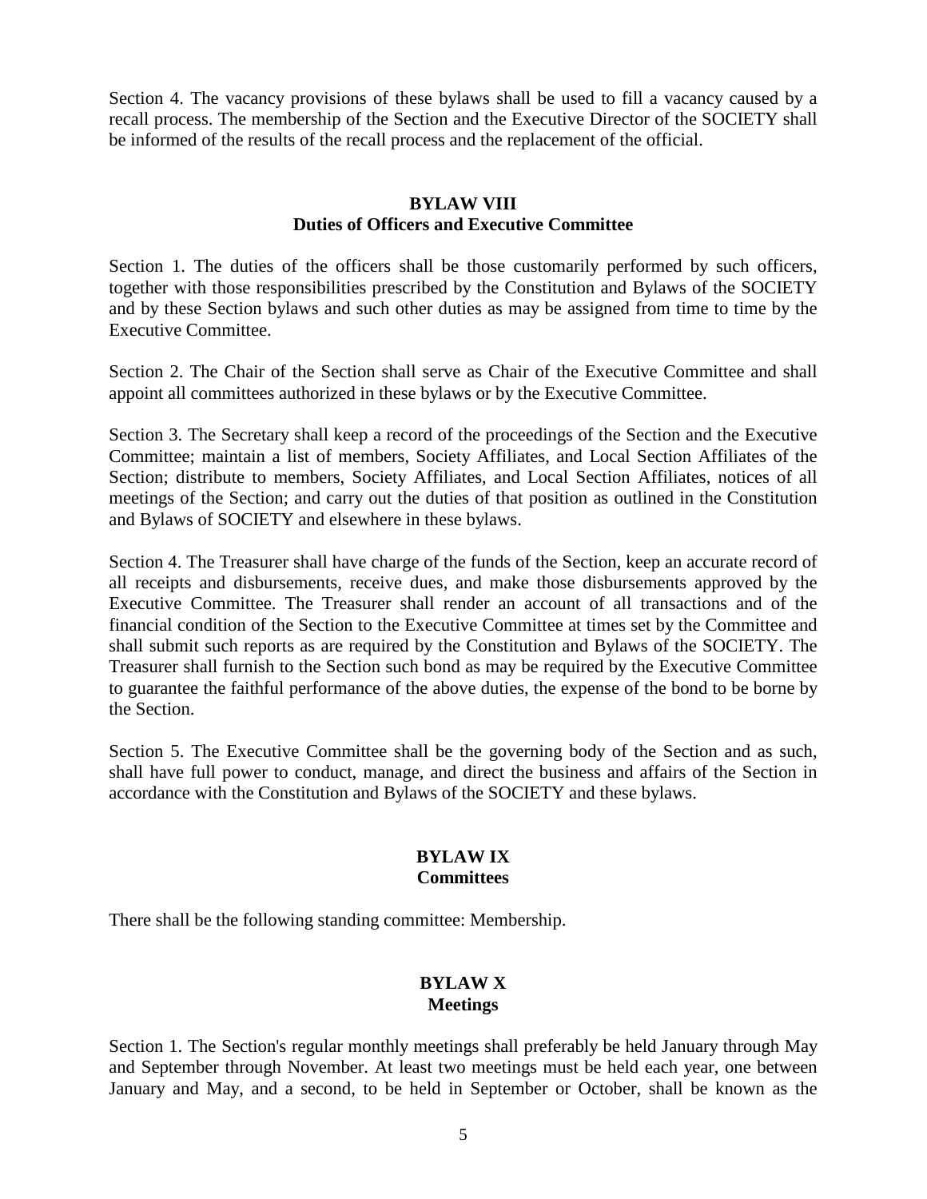Section 4. The vacancy provisions of these bylaws shall be used to fill a vacancy caused by a recall process. The membership of the Section and the Executive Director of the SOCIETY shall be informed of the results of the recall process and the replacement of the official.

## BYLAW VIII
## Duties of Officers and Executive Committee

Section 1. The duties of the officers shall be those customarily performed by such officers, together with those responsibilities prescribed by the Constitution and Bylaws of the SOCIETY and by these Section bylaws and such other duties as may be assigned from time to time by the Executive Committee.

Section 2. The Chair of the Section shall serve as Chair of the Executive Committee and shall appoint all committees authorized in these bylaws or by the Executive Committee.

Section 3. The Secretary shall keep a record of the proceedings of the Section and the Executive Committee; maintain a list of members, Society Affiliates, and Local Section Affiliates of the Section; distribute to members, Society Affiliates, and Local Section Affiliates, notices of all meetings of the Section; and carry out the duties of that position as outlined in the Constitution and Bylaws of SOCIETY and elsewhere in these bylaws.

Section 4. The Treasurer shall have charge of the funds of the Section, keep an accurate record of all receipts and disbursements, receive dues, and make those disbursements approved by the Executive Committee. The Treasurer shall render an account of all transactions and of the financial condition of the Section to the Executive Committee at times set by the Committee and shall submit such reports as are required by the Constitution and Bylaws of the SOCIETY. The Treasurer shall furnish to the Section such bond as may be required by the Executive Committee to guarantee the faithful performance of the above duties, the expense of the bond to be borne by the Section.

Section 5. The Executive Committee shall be the governing body of the Section and as such, shall have full power to conduct, manage, and direct the business and affairs of the Section in accordance with the Constitution and Bylaws of the SOCIETY and these bylaws.

## BYLAW IX
## Committees

There shall be the following standing committee: Membership.

## BYLAW X
## Meetings

Section 1. The Section's regular monthly meetings shall preferably be held January through May and September through November. At least two meetings must be held each year, one between January and May, and a second, to be held in September or October, shall be known as the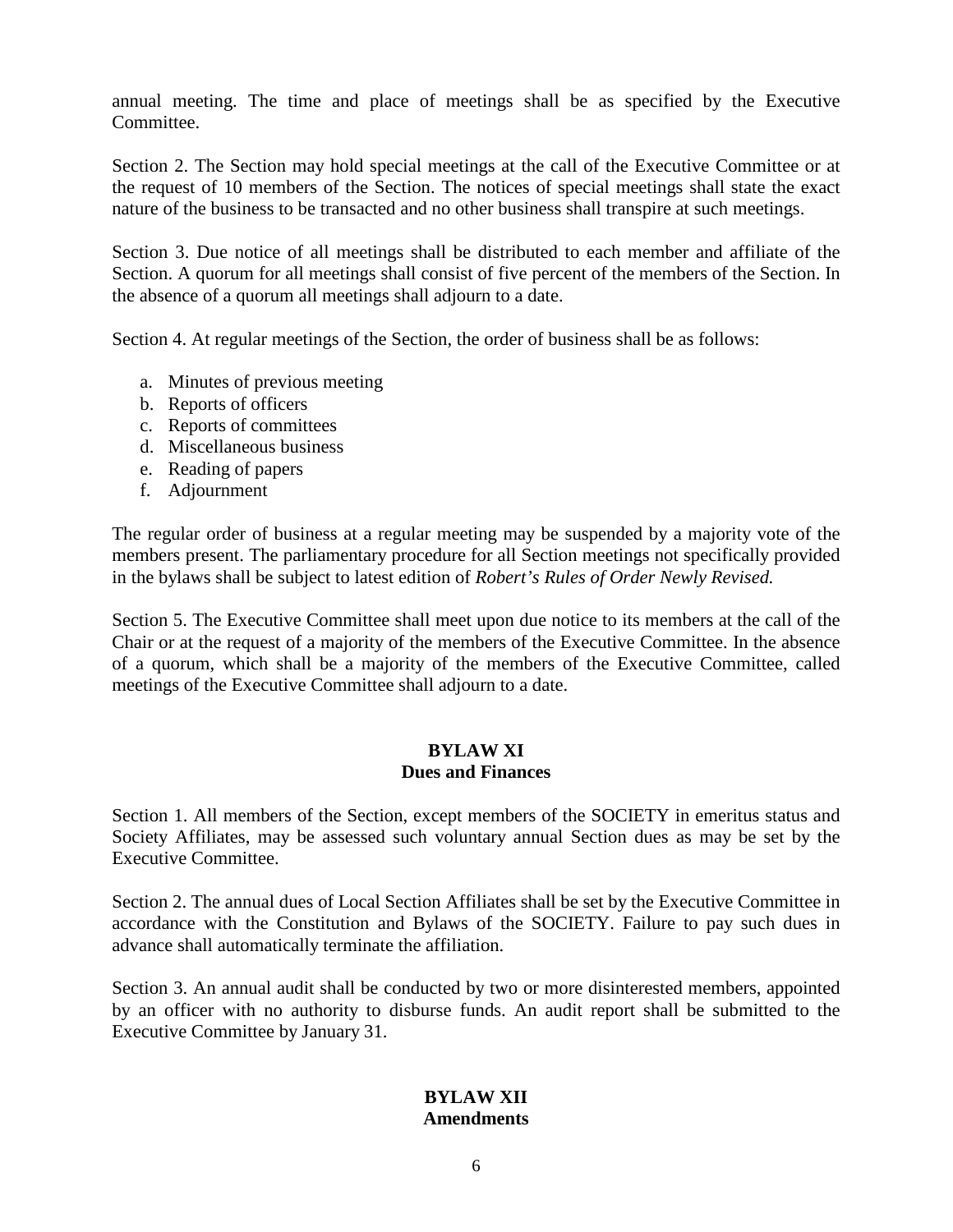annual meeting. The time and place of meetings shall be as specified by the Executive Committee.

Section 2. The Section may hold special meetings at the call of the Executive Committee or at the request of 10 members of the Section. The notices of special meetings shall state the exact nature of the business to be transacted and no other business shall transpire at such meetings.

Section 3. Due notice of all meetings shall be distributed to each member and affiliate of the Section. A quorum for all meetings shall consist of five percent of the members of the Section. In the absence of a quorum all meetings shall adjourn to a date.

Section 4. At regular meetings of the Section, the order of business shall be as follows:

a. Minutes of previous meeting
b. Reports of officers
c. Reports of committees
d. Miscellaneous business
e. Reading of papers
f. Adjournment

The regular order of business at a regular meeting may be suspended by a majority vote of the members present. The parliamentary procedure for all Section meetings not specifically provided in the bylaws shall be subject to latest edition of *Robert's Rules of Order Newly Revised.*

Section 5. The Executive Committee shall meet upon due notice to its members at the call of the Chair or at the request of a majority of the members of the Executive Committee. In the absence of a quorum, which shall be a majority of the members of the Executive Committee, called meetings of the Executive Committee shall adjourn to a date.

## BYLAW XI
## Dues and Finances

Section 1. All members of the Section, except members of the SOCIETY in emeritus status and Society Affiliates, may be assessed such voluntary annual Section dues as may be set by the Executive Committee.

Section 2. The annual dues of Local Section Affiliates shall be set by the Executive Committee in accordance with the Constitution and Bylaws of the SOCIETY. Failure to pay such dues in advance shall automatically terminate the affiliation.

Section 3. An annual audit shall be conducted by two or more disinterested members, appointed by an officer with no authority to disburse funds. An audit report shall be submitted to the Executive Committee by January 31.

## BYLAW XII
## Amendments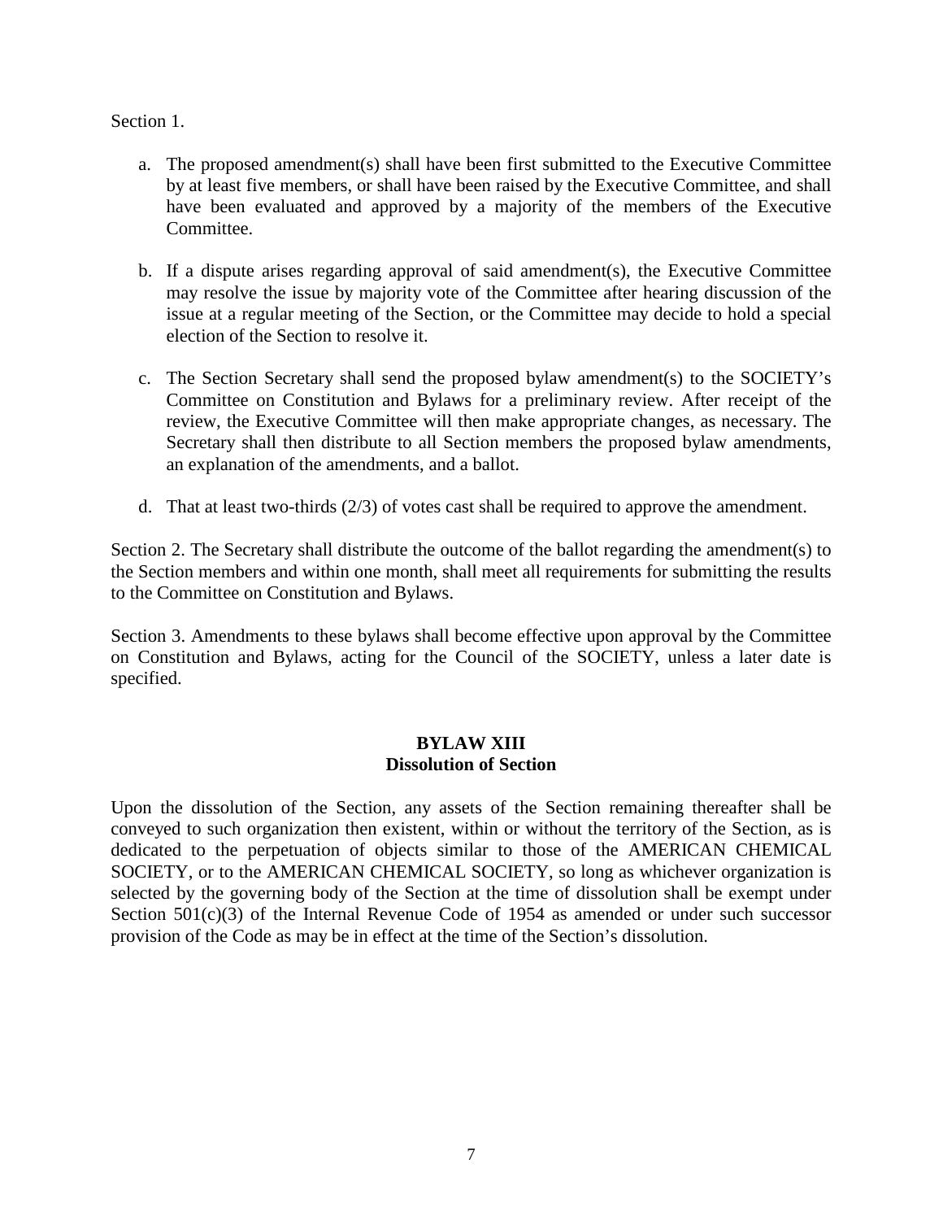Section 1.

a. The proposed amendment(s) shall have been first submitted to the Executive Committee by at least five members, or shall have been raised by the Executive Committee, and shall have been evaluated and approved by a majority of the members of the Executive Committee.

b. If a dispute arises regarding approval of said amendment(s), the Executive Committee may resolve the issue by majority vote of the Committee after hearing discussion of the issue at a regular meeting of the Section, or the Committee may decide to hold a special election of the Section to resolve it.

c. The Section Secretary shall send the proposed bylaw amendment(s) to the SOCIETY's Committee on Constitution and Bylaws for a preliminary review. After receipt of the review, the Executive Committee will then make appropriate changes, as necessary. The Secretary shall then distribute to all Section members the proposed bylaw amendments, an explanation of the amendments, and a ballot.

d. That at least two-thirds (2/3) of votes cast shall be required to approve the amendment.

Section 2. The Secretary shall distribute the outcome of the ballot regarding the amendment(s) to the Section members and within one month, shall meet all requirements for submitting the results to the Committee on Constitution and Bylaws.

Section 3. Amendments to these bylaws shall become effective upon approval by the Committee on Constitution and Bylaws, acting for the Council of the SOCIETY, unless a later date is specified.

## BYLAW XIII
## Dissolution of Section

Upon the dissolution of the Section, any assets of the Section remaining thereafter shall be conveyed to such organization then existent, within or without the territory of the Section, as is dedicated to the perpetuation of objects similar to those of the AMERICAN CHEMICAL SOCIETY, or to the AMERICAN CHEMICAL SOCIETY, so long as whichever organization is selected by the governing body of the Section at the time of dissolution shall be exempt under Section 501(c)(3) of the Internal Revenue Code of 1954 as amended or under such successor provision of the Code as may be in effect at the time of the Section's dissolution.